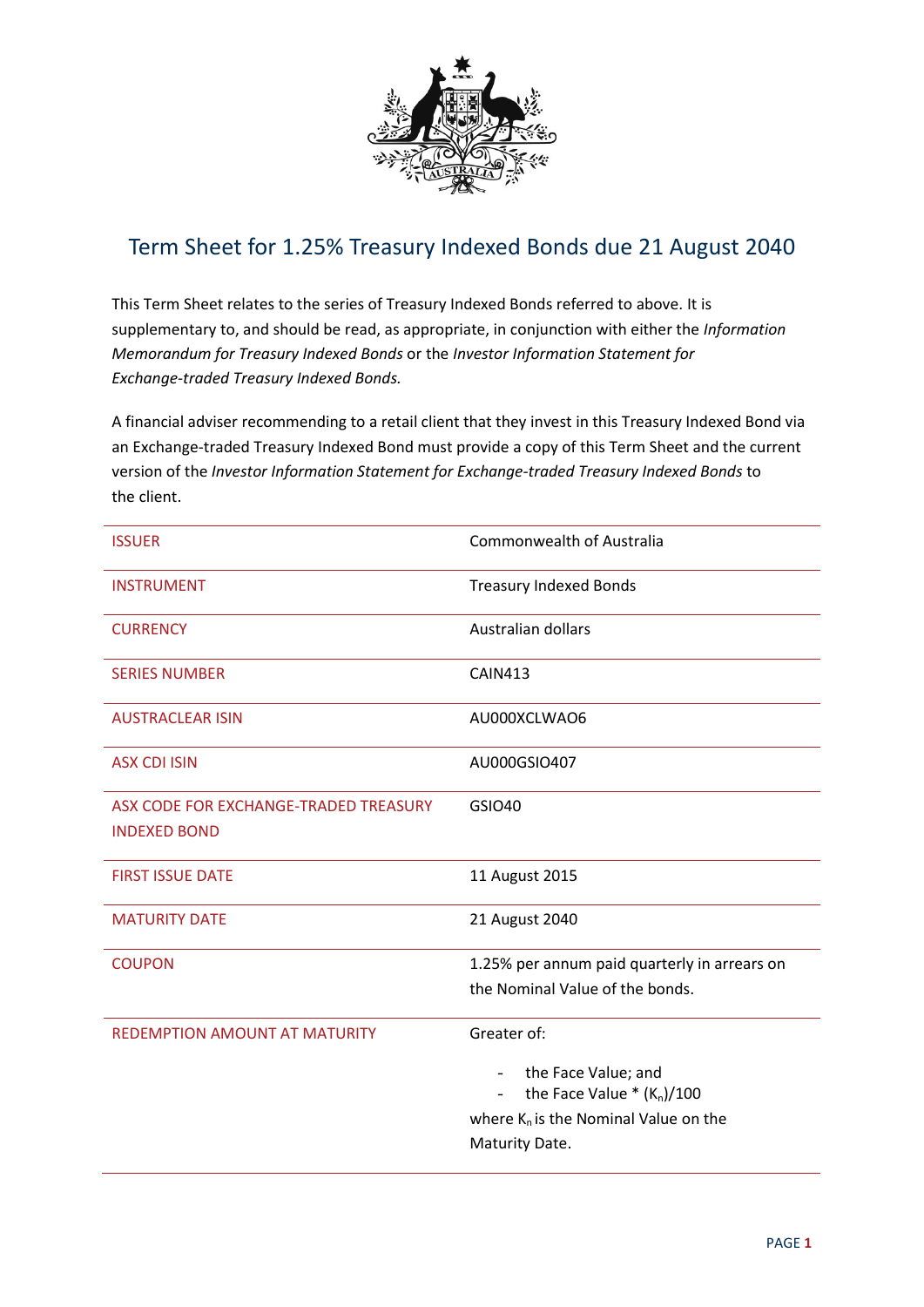# Term Sheet for 1.25% Treasury Indexed Bonds due 21 August 2040

This Term Sheet relates to the series of Treasury Indexed Bonds referred to above. It is supplementary to, and should be read, as appropriate, in conjunction with either the *Information Memorandum for Treasury Indexed Bonds* or the *Investor Information Statement for Exchange-traded Treasury Indexed Bonds.*

A financial adviser recommending to a retail client that they invest in this Treasury Indexed Bond via an Exchange-traded Treasury Indexed Bond must provide a copy of this Term Sheet and the current version of the *Investor Information Statement for Exchange-traded Treasury Indexed Bonds* to the client.

| | |
|---|---|
| ISSUER | Commonwealth of Australia |
| INSTRUMENT | Treasury Indexed Bonds |
| CURRENCY | Australian dollars |
| SERIES NUMBER | CAIN413 |
| AUSTRACLEAR ISIN | AU000XCLWAO6 |
| ASX CDI ISIN | AU000GSIO407 |
| ASX CODE FOR EXCHANGE-TRADED TREASURY INDEXED BOND | GSIO40 |
| FIRST ISSUE DATE | 11 August 2015 |
| MATURITY DATE | 21 August 2040 |
| COUPON | 1.25% per annum paid quarterly in arrears on the Nominal Value of the bonds. |
| REDEMPTION AMOUNT AT MATURITY | Greater of: <br> - the Face Value; and <br> - the Face Value * $(K_n)/100$ <br> where $K_n$ is the Nominal Value on the Maturity Date. |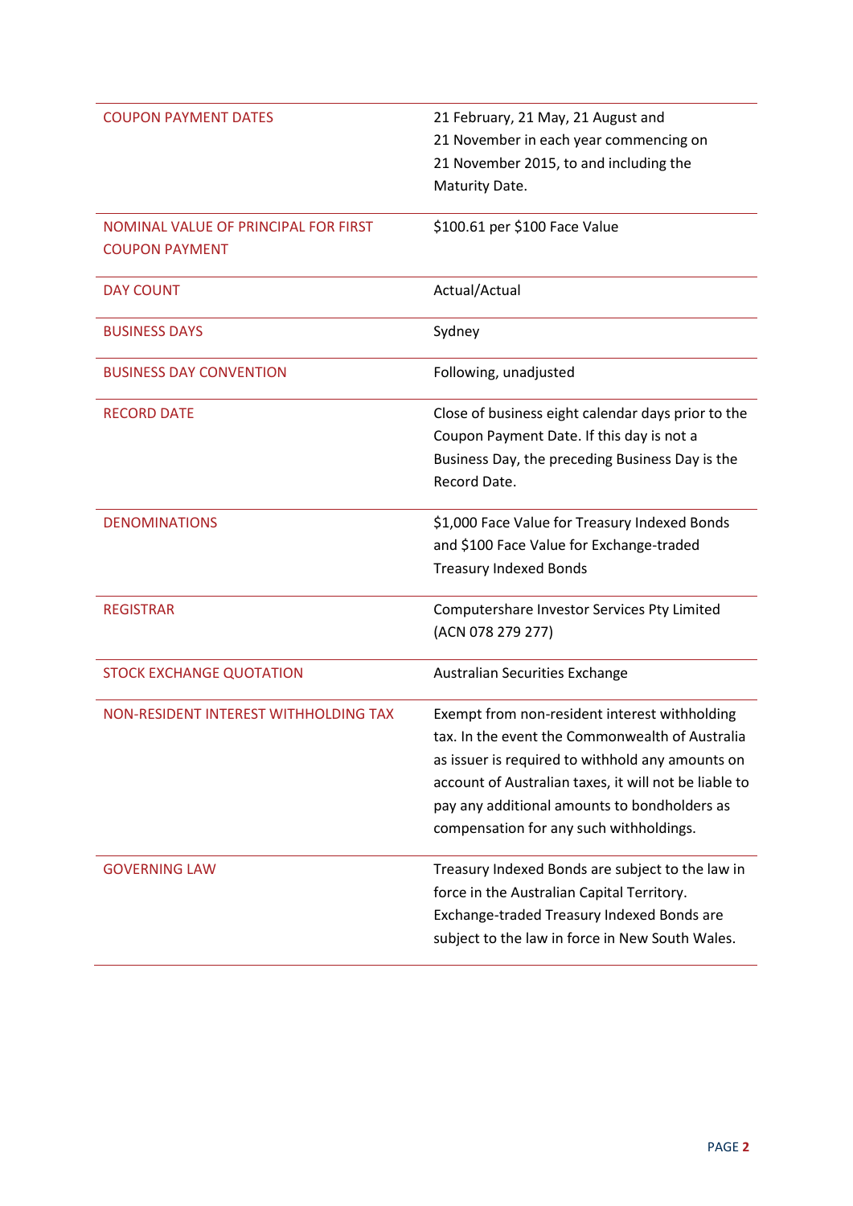| | |
|---|---|
| COUPON PAYMENT DATES | 21 February, 21 May, 21 August and 21 November in each year commencing on 21 November 2015, to and including the Maturity Date. |
| NOMINAL VALUE OF PRINCIPAL FOR FIRST COUPON PAYMENT | $100.61 per $100 Face Value |
| DAY COUNT | Actual/Actual |
| BUSINESS DAYS | Sydney |
| BUSINESS DAY CONVENTION | Following, unadjusted |
| RECORD DATE | Close of business eight calendar days prior to the Coupon Payment Date. If this day is not a Business Day, the preceding Business Day is the Record Date. |
| DENOMINATIONS | $1,000 Face Value for Treasury Indexed Bonds and $100 Face Value for Exchange-traded Treasury Indexed Bonds |
| REGISTRAR | Computershare Investor Services Pty Limited (ACN 078 279 277) |
| STOCK EXCHANGE QUOTATION | Australian Securities Exchange |
| NON-RESIDENT INTEREST WITHHOLDING TAX | Exempt from non-resident interest withholding tax. In the event the Commonwealth of Australia as issuer is required to withhold any amounts on account of Australian taxes, it will not be liable to pay any additional amounts to bondholders as compensation for any such withholdings. |
| GOVERNING LAW | Treasury Indexed Bonds are subject to the law in force in the Australian Capital Territory. Exchange-traded Treasury Indexed Bonds are subject to the law in force in New South Wales. |